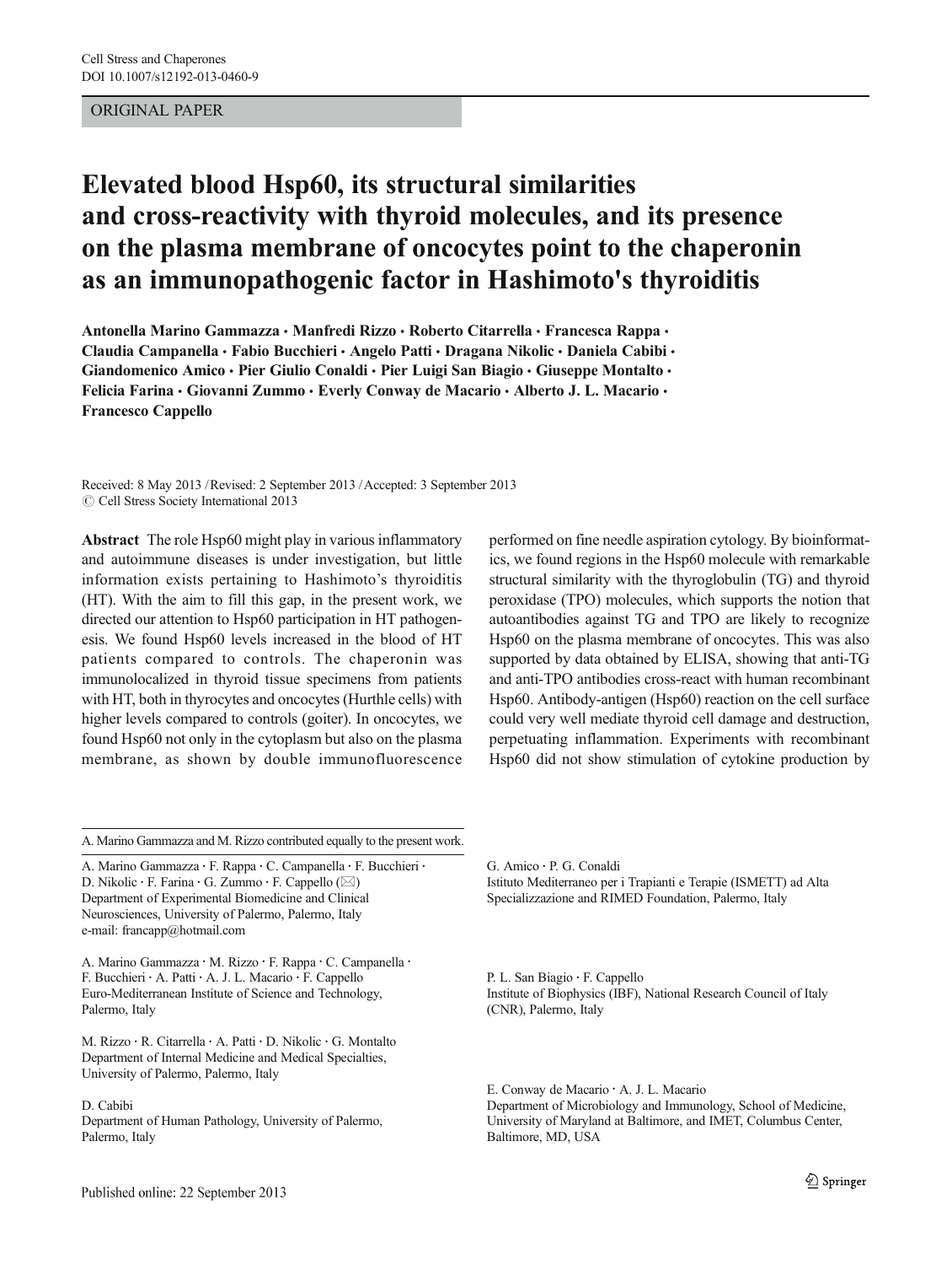Cell Stress and Chaperones
DOI 10.1007/s12192-013-0460-9

ORIGINAL PAPER

# Elevated blood Hsp60, its structural similarities and cross-reactivity with thyroid molecules, and its presence on the plasma membrane of oncocytes point to the chaperonin as an immunopathogenic factor in Hashimoto's thyroiditis

**Antonella Marino Gammazza · Manfredi Rizzo · Roberto Citarrella · Francesca Rappa · Claudia Campanella · Fabio Bucchieri · Angelo Patti · Dragana Nikolic · Daniela Cabibi · Giandomenico Amico · Pier Giulio Conaldi · Pier Luigi San Biagio · Giuseppe Montalto · Felicia Farina · Giovanni Zummo · Everly Conway de Macario · Alberto J. L. Macario · Francesco Cappello**

Received: 8 May 2013 / Revised: 2 September 2013 / Accepted: 3 September 2013
© Cell Stress Society International 2013

**Abstract** The role Hsp60 might play in various inflammatory and autoimmune diseases is under investigation, but little information exists pertaining to Hashimoto's thyroiditis (HT). With the aim to fill this gap, in the present work, we directed our attention to Hsp60 participation in HT pathogenesis. We found Hsp60 levels increased in the blood of HT patients compared to controls. The chaperonin was immunolocalized in thyroid tissue specimens from patients with HT, both in thyrocytes and oncocytes (Hurthle cells) with higher levels compared to controls (goiter). In oncocytes, we found Hsp60 not only in the cytoplasm but also on the plasma membrane, as shown by double immunofluorescence performed on fine needle aspiration cytology. By bioinformatics, we found regions in the Hsp60 molecule with remarkable structural similarity with the thyroglobulin (TG) and thyroid peroxidase (TPO) molecules, which supports the notion that autoantibodies against TG and TPO are likely to recognize Hsp60 on the plasma membrane of oncocytes. This was also supported by data obtained by ELISA, showing that anti-TG and anti-TPO antibodies cross-react with human recombinant Hsp60. Antibody-antigen (Hsp60) reaction on the cell surface could very well mediate thyroid cell damage and destruction, perpetuating inflammation. Experiments with recombinant Hsp60 did not show stimulation of cytokine production by

A. Marino Gammazza and M. Rizzo contributed equally to the present work.

A. Marino Gammazza · F. Rappa · C. Campanella · F. Bucchieri · D. Nikolic · F. Farina · G. Zummo · F. Cappello (✉)
Department of Experimental Biomedicine and Clinical Neurosciences, University of Palermo, Palermo, Italy
e-mail: francapp@hotmail.com

A. Marino Gammazza · M. Rizzo · F. Rappa · C. Campanella · F. Bucchieri · A. Patti · A. J. L. Macario · F. Cappello
Euro-Mediterranean Institute of Science and Technology, Palermo, Italy

M. Rizzo · R. Citarrella · A. Patti · D. Nikolic · G. Montalto
Department of Internal Medicine and Medical Specialties, University of Palermo, Palermo, Italy

D. Cabibi
Department of Human Pathology, University of Palermo, Palermo, Italy

G. Amico · P. G. Conaldi
Istituto Mediterraneo per i Trapianti e Terapie (ISMETT) ad Alta Specializzazione and RIMED Foundation, Palermo, Italy

P. L. San Biagio · F. Cappello
Institute of Biophysics (IBF), National Research Council of Italy (CNR), Palermo, Italy

E. Conway de Macario · A. J. L. Macario
Department of Microbiology and Immunology, School of Medicine, University of Maryland at Baltimore, and IMET, Columbus Center, Baltimore, MD, USA

Published online: 22 September 2013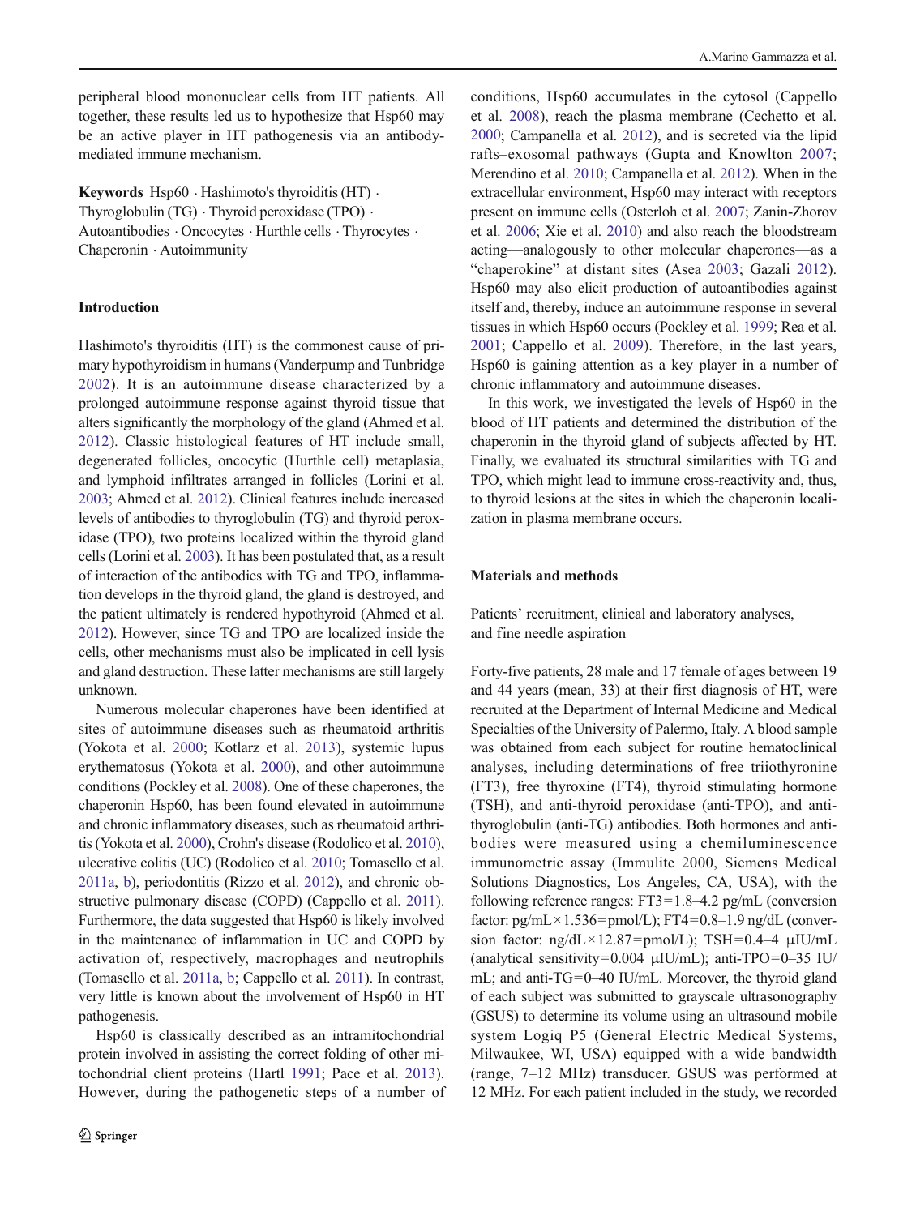peripheral blood mononuclear cells from HT patients. All together, these results led us to hypothesize that Hsp60 may be an active player in HT pathogenesis via an antibody-mediated immune mechanism.

**Keywords** Hsp60 · Hashimoto's thyroiditis (HT) · Thyroglobulin (TG) · Thyroid peroxidase (TPO) · Autoantibodies · Oncocytes · Hurthle cells · Thyrocytes · Chaperonin · Autoimmunity

## Introduction

Hashimoto's thyroiditis (HT) is the commonest cause of primary hypothyroidism in humans (Vanderpump and Tunbridge 2002). It is an autoimmune disease characterized by a prolonged autoimmune response against thyroid tissue that alters significantly the morphology of the gland (Ahmed et al. 2012). Classic histological features of HT include small, degenerated follicles, oncocytic (Hurthle cell) metaplasia, and lymphoid infiltrates arranged in follicles (Lorini et al. 2003; Ahmed et al. 2012). Clinical features include increased levels of antibodies to thyroglobulin (TG) and thyroid peroxidase (TPO), two proteins localized within the thyroid gland cells (Lorini et al. 2003). It has been postulated that, as a result of interaction of the antibodies with TG and TPO, inflammation develops in the thyroid gland, the gland is destroyed, and the patient ultimately is rendered hypothyroid (Ahmed et al. 2012). However, since TG and TPO are localized inside the cells, other mechanisms must also be implicated in cell lysis and gland destruction. These latter mechanisms are still largely unknown.

Numerous molecular chaperones have been identified at sites of autoimmune diseases such as rheumatoid arthritis (Yokota et al. 2000; Kotlarz et al. 2013), systemic lupus erythematosus (Yokota et al. 2000), and other autoimmune conditions (Pockley et al. 2008). One of these chaperones, the chaperonin Hsp60, has been found elevated in autoimmune and chronic inflammatory diseases, such as rheumatoid arthritis (Yokota et al. 2000), Crohn's disease (Rodolico et al. 2010), ulcerative colitis (UC) (Rodolico et al. 2010; Tomasello et al. 2011a, b), periodontitis (Rizzo et al. 2012), and chronic obstructive pulmonary disease (COPD) (Cappello et al. 2011). Furthermore, the data suggested that Hsp60 is likely involved in the maintenance of inflammation in UC and COPD by activation of, respectively, macrophages and neutrophils (Tomasello et al. 2011a, b; Cappello et al. 2011). In contrast, very little is known about the involvement of Hsp60 in HT pathogenesis.

Hsp60 is classically described as an intramitochondrial protein involved in assisting the correct folding of other mitochondrial client proteins (Hartl 1991; Pace et al. 2013). However, during the pathogenetic steps of a number of conditions, Hsp60 accumulates in the cytosol (Cappello et al. 2008), reach the plasma membrane (Cechetto et al. 2000; Campanella et al. 2012), and is secreted via the lipid rafts–exosomal pathways (Gupta and Knowlton 2007; Merendino et al. 2010; Campanella et al. 2012). When in the extracellular environment, Hsp60 may interact with receptors present on immune cells (Osterloh et al. 2007; Zanin-Zhorov et al. 2006; Xie et al. 2010) and also reach the bloodstream acting—analogously to other molecular chaperones—as a "chaperokine" at distant sites (Asea 2003; Gazali 2012). Hsp60 may also elicit production of autoantibodies against itself and, thereby, induce an autoimmune response in several tissues in which Hsp60 occurs (Pockley et al. 1999; Rea et al. 2001; Cappello et al. 2009). Therefore, in the last years, Hsp60 is gaining attention as a key player in a number of chronic inflammatory and autoimmune diseases.

In this work, we investigated the levels of Hsp60 in the blood of HT patients and determined the distribution of the chaperonin in the thyroid gland of subjects affected by HT. Finally, we evaluated its structural similarities with TG and TPO, which might lead to immune cross-reactivity and, thus, to thyroid lesions at the sites in which the chaperonin localization in plasma membrane occurs.

## Materials and methods

### Patients' recruitment, clinical and laboratory analyses, and fine needle aspiration

Forty-five patients, 28 male and 17 female of ages between 19 and 44 years (mean, 33) at their first diagnosis of HT, were recruited at the Department of Internal Medicine and Medical Specialties of the University of Palermo, Italy. A blood sample was obtained from each subject for routine hematoclinical analyses, including determinations of free triiothyronine (FT3), free thyroxine (FT4), thyroid stimulating hormone (TSH), and anti-thyroid peroxidase (anti-TPO), and anti-thyroglobulin (anti-TG) antibodies. Both hormones and antibodies were measured using a chemiluminescence immunometric assay (Immulite 2000, Siemens Medical Solutions Diagnostics, Los Angeles, CA, USA), with the following reference ranges: FT3=1.8–4.2 pg/mL (conversion factor: pg/mL × 1.536=pmol/L); FT4=0.8–1.9 ng/dL (conversion factor: ng/dL × 12.87=pmol/L); TSH=0.4–4 μIU/mL (analytical sensitivity=0.004 μIU/mL); anti-TPO=0–35 IU/mL; and anti-TG=0–40 IU/mL. Moreover, the thyroid gland of each subject was submitted to grayscale ultrasonography (GSUS) to determine its volume using an ultrasound mobile system Logiq P5 (General Electric Medical Systems, Milwaukee, WI, USA) equipped with a wide bandwidth (range, 7–12 MHz) transducer. GSUS was performed at 12 MHz. For each patient included in the study, we recorded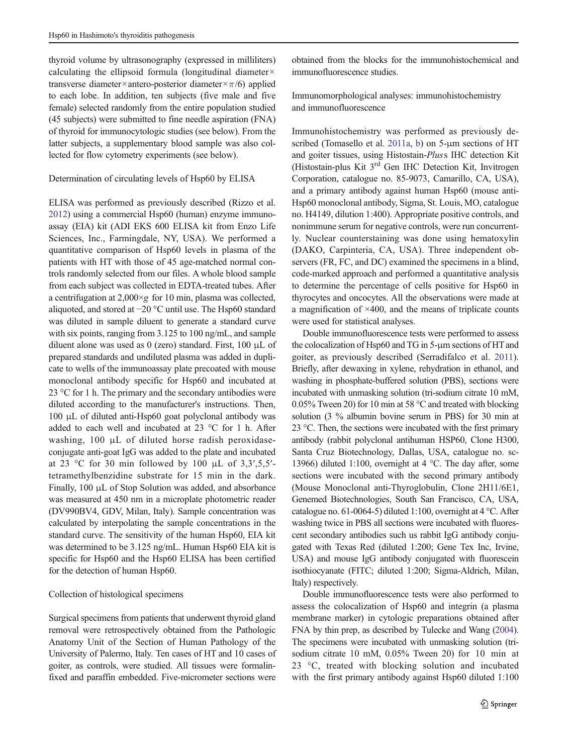thyroid volume by ultrasonography (expressed in milliliters) calculating the ellipsoid formula (longitudinal diameter × transverse diameter × antero-posterior diameter × $\pi/6$) applied to each lobe. In addition, ten subjects (five male and five female) selected randomly from the entire population studied (45 subjects) were submitted to fine needle aspiration (FNA) of thyroid for immunocytologic studies (see below). From the latter subjects, a supplementary blood sample was also collected for flow cytometry experiments (see below).

### Determination of circulating levels of Hsp60 by ELISA

ELISA was performed as previously described (Rizzo et al. 2012) using a commercial Hsp60 (human) enzyme immunoassay (EIA) kit (ADI EKS 600 ELISA kit from Enzo Life Sciences, Inc., Farmingdale, NY, USA). We performed a quantitative comparison of Hsp60 levels in plasma of the patients with HT with those of 45 age-matched normal controls randomly selected from our files. A whole blood sample from each subject was collected in EDTA-treated tubes. After a centrifugation at 2,000×*g* for 10 min, plasma was collected, aliquoted, and stored at −20 °C until use. The Hsp60 standard was diluted in sample diluent to generate a standard curve with six points, ranging from 3.125 to 100 ng/mL, and sample diluent alone was used as 0 (zero) standard. First, 100 μL of prepared standards and undiluted plasma was added in duplicate to wells of the immunoassay plate precoated with mouse monoclonal antibody specific for Hsp60 and incubated at 23 °C for 1 h. The primary and the secondary antibodies were diluted according to the manufacturer's instructions. Then, 100 μL of diluted anti-Hsp60 goat polyclonal antibody was added to each well and incubated at 23 °C for 1 h. After washing, 100 μL of diluted horse radish peroxidase-conjugate anti-goat IgG was added to the plate and incubated at 23 °C for 30 min followed by 100 μL of 3,3′,5,5′-tetramethylbenzidine substrate for 15 min in the dark. Finally, 100 μL of Stop Solution was added, and absorbance was measured at 450 nm in a microplate photometric reader (DV990BV4, GDV, Milan, Italy). Sample concentration was calculated by interpolating the sample concentrations in the standard curve. The sensitivity of the human Hsp60, EIA kit was determined to be 3.125 ng/mL. Human Hsp60 EIA kit is specific for Hsp60 and the Hsp60 ELISA has been certified for the detection of human Hsp60.

### Collection of histological specimens

Surgical specimens from patients that underwent thyroid gland removal were retrospectively obtained from the Pathologic Anatomy Unit of the Section of Human Pathology of the University of Palermo, Italy. Ten cases of HT and 10 cases of goiter, as controls, were studied. All tissues were formalin-fixed and paraffin embedded. Five-micrometer sections were obtained from the blocks for the immunohistochemical and immunofluorescence studies.

### Immunomorphological analyses: immunohistochemistry and immunofluorescence

Immunohistochemistry was performed as previously described (Tomasello et al. 2011a, b) on 5-μm sections of HT and goiter tissues, using Histostain-*Plus*s IHC detection Kit (Histostain-plus Kit 3rd Gen IHC Detection Kit, Invitrogen Corporation, catalogue no. 85-9073, Camarillo, CA, USA), and a primary antibody against human Hsp60 (mouse anti-Hsp60 monoclonal antibody, Sigma, St. Louis, MO, catalogue no. H4149, dilution 1:400). Appropriate positive controls, and nonimmune serum for negative controls, were run concurrently. Nuclear counterstaining was done using hematoxylin (DAKO, Carpinteria, CA, USA). Three independent observers (FR, FC, and DC) examined the specimens in a blind, code-marked approach and performed a quantitative analysis to determine the percentage of cells positive for Hsp60 in thyrocytes and oncocytes. All the observations were made at a magnification of ×400, and the means of triplicate counts were used for statistical analyses.

Double immunofluorescence tests were performed to assess the colocalization of Hsp60 and TG in 5-μm sections of HT and goiter, as previously described (Serradifalco et al. 2011). Briefly, after dewaxing in xylene, rehydration in ethanol, and washing in phosphate-buffered solution (PBS), sections were incubated with unmasking solution (tri-sodium citrate 10 mM, 0.05% Tween 20) for 10 min at 58 °C and treated with blocking solution (3 % albumin bovine serum in PBS) for 30 min at 23 °C. Then, the sections were incubated with the first primary antibody (rabbit polyclonal antihuman HSP60, Clone H300, Santa Cruz Biotechnology, Dallas, USA, catalogue no. sc-13966) diluted 1:100, overnight at 4 °C. The day after, some sections were incubated with the second primary antibody (Mouse Monoclonal anti-Thyroglobulin, Clone 2H11/6E1, Genemed Biotechnologies, South San Francisco, CA, USA, catalogue no. 61-0064-5) diluted 1:100, overnight at 4 °C. After washing twice in PBS all sections were incubated with fluorescent secondary antibodies such us rabbit IgG antibody conjugated with Texas Red (diluted 1:200; Gene Tex Inc, Irvine, USA) and mouse IgG antibody conjugated with fluorescein isothiocyanate (FITC; diluted 1:200; Sigma-Aldrich, Milan, Italy) respectively.

Double immunofluorescence tests were also performed to assess the colocalization of Hsp60 and integrin (a plasma membrane marker) in cytologic preparations obtained after FNA by thin prep, as described by Tulecke and Wang (2004). The specimens were incubated with unmasking solution (tri-sodium citrate 10 mM, 0.05% Tween 20) for 10 min at 23 °C, treated with blocking solution and incubated with the first primary antibody against Hsp60 diluted 1:100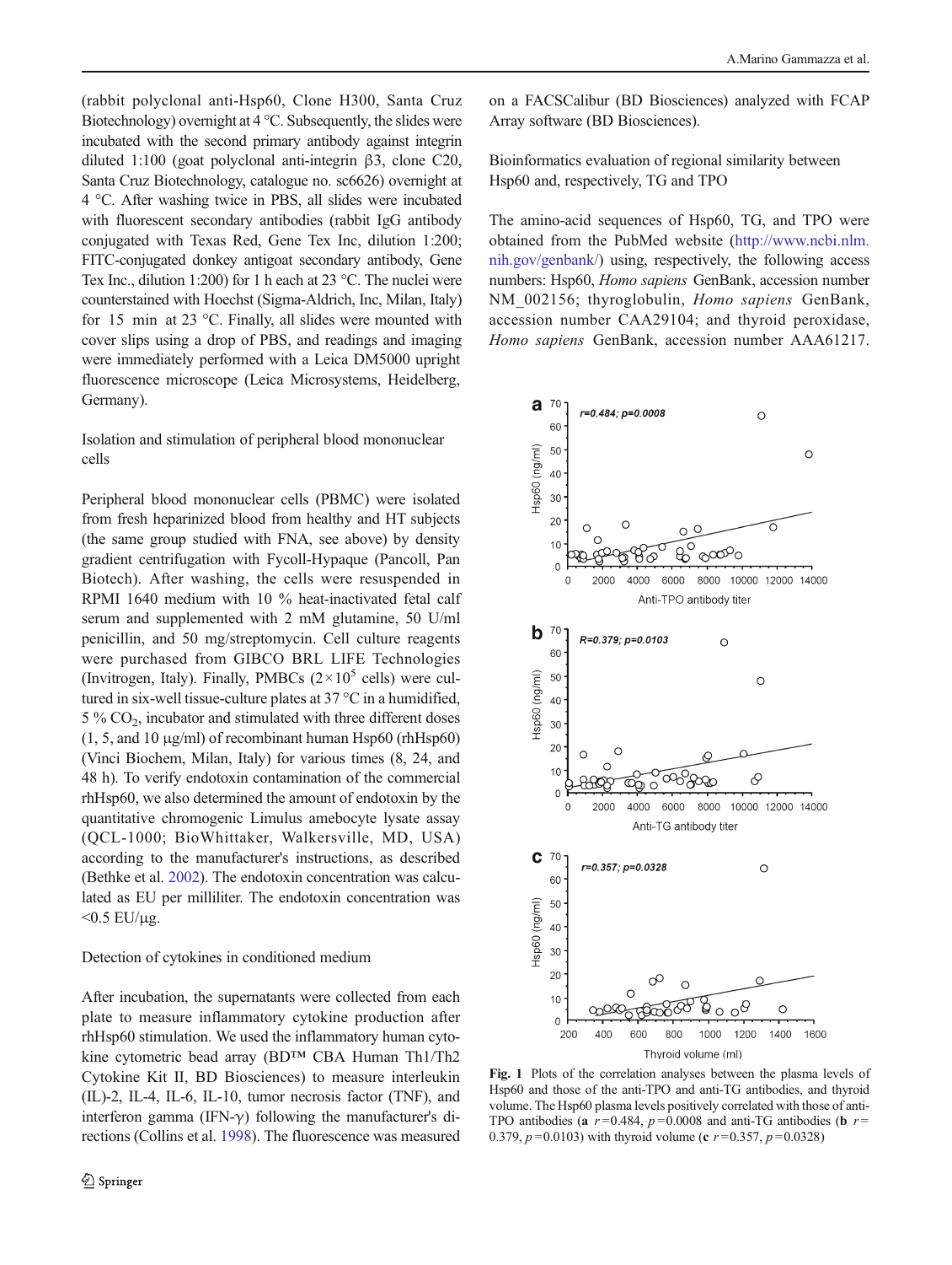(rabbit polyclonal anti-Hsp60, Clone H300, Santa Cruz Biotechnology) overnight at 4 °C. Subsequently, the slides were incubated with the second primary antibody against integrin diluted 1:100 (goat polyclonal anti-integrin β3, clone C20, Santa Cruz Biotechnology, catalogue no. sc6626) overnight at 4 °C. After washing twice in PBS, all slides were incubated with fluorescent secondary antibodies (rabbit IgG antibody conjugated with Texas Red, Gene Tex Inc, dilution 1:200; FITC-conjugated donkey antigoat secondary antibody, Gene Tex Inc., dilution 1:200) for 1 h each at 23 °C. The nuclei were counterstained with Hoechst (Sigma-Aldrich, Inc, Milan, Italy) for 15 min at 23 °C. Finally, all slides were mounted with cover slips using a drop of PBS, and readings and imaging were immediately performed with a Leica DM5000 upright fluorescence microscope (Leica Microsystems, Heidelberg, Germany).

### Isolation and stimulation of peripheral blood mononuclear cells

Peripheral blood mononuclear cells (PBMC) were isolated from fresh heparinized blood from healthy and HT subjects (the same group studied with FNA, see above) by density gradient centrifugation with Fycoll-Hypaque (Pancoll, Pan Biotech). After washing, the cells were resuspended in RPMI 1640 medium with 10 % heat-inactivated fetal calf serum and supplemented with 2 mM glutamine, 50 U/ml penicillin, and 50 mg/streptomycin. Cell culture reagents were purchased from GIBCO BRL LIFE Technologies (Invitrogen, Italy). Finally, PMBCs ($2\times10^5$ cells) were cultured in six-well tissue-culture plates at 37 °C in a humidified, 5 % $CO_2$, incubator and stimulated with three different doses (1, 5, and 10 μg/ml) of recombinant human Hsp60 (rhHsp60) (Vinci Biochem, Milan, Italy) for various times (8, 24, and 48 h). To verify endotoxin contamination of the commercial rhHsp60, we also determined the amount of endotoxin by the quantitative chromogenic Limulus amebocyte lysate assay (QCL-1000; BioWhittaker, Walkersville, MD, USA) according to the manufacturer's instructions, as described (Bethke et al. 2002). The endotoxin concentration was calculated as EU per milliliter. The endotoxin concentration was <0.5 EU/μg.

### Detection of cytokines in conditioned medium

After incubation, the supernatants were collected from each plate to measure inflammatory cytokine production after rhHsp60 stimulation. We used the inflammatory human cytokine cytometric bead array (BD™ CBA Human Th1/Th2 Cytokine Kit II, BD Biosciences) to measure interleukin (IL)-2, IL-4, IL-6, IL-10, tumor necrosis factor (TNF), and interferon gamma (IFN-γ) following the manufacturer's directions (Collins et al. 1998). The fluorescence was measured on a FACSCalibur (BD Biosciences) analyzed with FCAP Array software (BD Biosciences).

### Bioinformatics evaluation of regional similarity between Hsp60 and, respectively, TG and TPO

The amino-acid sequences of Hsp60, TG, and TPO were obtained from the PubMed website (http://www.ncbi.nlm.nih.gov/genbank/) using, respectively, the following access numbers: Hsp60, *Homo sapiens* GenBank, accession number NM_002156; thyroglobulin, *Homo sapiens* GenBank, accession number CAA29104; and thyroid peroxidase, *Homo sapiens* GenBank, accession number AAA61217.

**Fig. 1** Plots of the correlation analyses between the plasma levels of Hsp60 and those of the anti-TPO and anti-TG antibodies, and thyroid volume. The Hsp60 plasma levels positively correlated with those of anti-TPO antibodies (**a** $r=0.484$, $p=0.0008$ and anti-TG antibodies (**b** $r=0.379$, $p=0.0103$) with thyroid volume (**c** $r=0.357$, $p=0.0328$)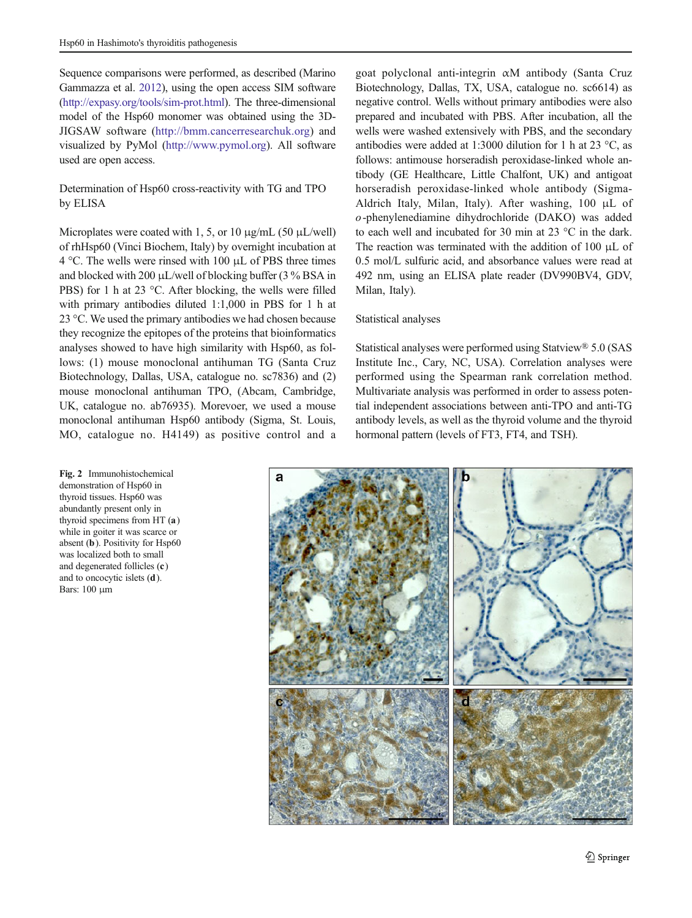Sequence comparisons were performed, as described (Marino Gammazza et al. 2012), using the open access SIM software (http://expasy.org/tools/sim-prot.html). The three-dimensional model of the Hsp60 monomer was obtained using the 3D-JIGSAW software (http://bmm.cancerresearchuk.org) and visualized by PyMol (http://www.pymol.org). All software used are open access.

### Determination of Hsp60 cross-reactivity with TG and TPO by ELISA

Microplates were coated with 1, 5, or 10 μg/mL (50 μL/well) of rhHsp60 (Vinci Biochem, Italy) by overnight incubation at 4 °C. The wells were rinsed with 100 μL of PBS three times and blocked with 200 μL/well of blocking buffer (3 % BSA in PBS) for 1 h at 23 °C. After blocking, the wells were filled with primary antibodies diluted 1:1,000 in PBS for 1 h at 23 °C. We used the primary antibodies we had chosen because they recognize the epitopes of the proteins that bioinformatics analyses showed to have high similarity with Hsp60, as follows: (1) mouse monoclonal antihuman TG (Santa Cruz Biotechnology, Dallas, USA, catalogue no. sc7836) and (2) mouse monoclonal antihuman TPO, (Abcam, Cambridge, UK, catalogue no. ab76935). Morevoer, we used a mouse monoclonal antihuman Hsp60 antibody (Sigma, St. Louis, MO, catalogue no. H4149) as positive control and a goat polyclonal anti-integrin αM antibody (Santa Cruz Biotechnology, Dallas, TX, USA, catalogue no. sc6614) as negative control. Wells without primary antibodies were also prepared and incubated with PBS. After incubation, all the wells were washed extensively with PBS, and the secondary antibodies were added at 1:3000 dilution for 1 h at 23 °C, as follows: antimouse horseradish peroxidase-linked whole antibody (GE Healthcare, Little Chalfont, UK) and antigoat horseradish peroxidase-linked whole antibody (Sigma-Aldrich Italy, Milan, Italy). After washing, 100 μL of *o*-phenylenediamine dihydrochloride (DAKO) was added to each well and incubated for 30 min at 23 °C in the dark. The reaction was terminated with the addition of 100 μL of 0.5 mol/L sulfuric acid, and absorbance values were read at 492 nm, using an ELISA plate reader (DV990BV4, GDV, Milan, Italy).

### Statistical analyses

Statistical analyses were performed using Statview® 5.0 (SAS Institute Inc., Cary, NC, USA). Correlation analyses were performed using the Spearman rank correlation method. Multivariate analysis was performed in order to assess potential independent associations between anti-TPO and anti-TG antibody levels, as well as the thyroid volume and the thyroid hormonal pattern (levels of FT3, FT4, and TSH).

**Fig. 2** Immunohistochemical demonstration of Hsp60 in thyroid tissues. Hsp60 was abundantly present only in thyroid specimens from HT (**a**) while in goiter it was scarce or absent (**b**). Positivity for Hsp60 was localized both to small and degenerated follicles (**c**) and to oncocytic islets (**d**). Bars: 100 μm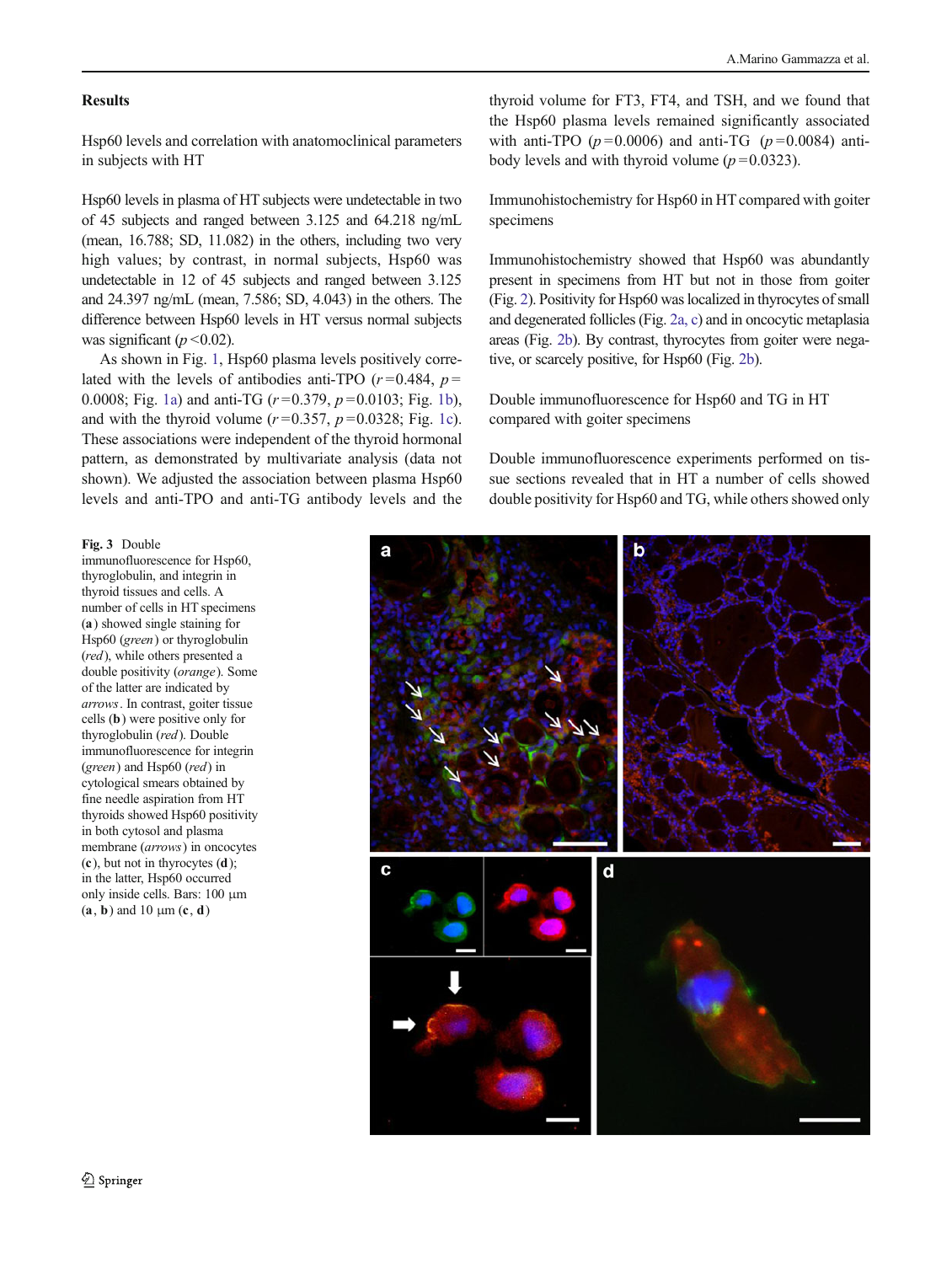## Results

### Hsp60 levels and correlation with anatomoclinical parameters in subjects with HT

Hsp60 levels in plasma of HT subjects were undetectable in two of 45 subjects and ranged between 3.125 and 64.218 ng/mL (mean, 16.788; SD, 11.082) in the others, including two very high values; by contrast, in normal subjects, Hsp60 was undetectable in 12 of 45 subjects and ranged between 3.125 and 24.397 ng/mL (mean, 7.586; SD, 4.043) in the others. The difference between Hsp60 levels in HT versus normal subjects was significant ($p < 0.02$).

As shown in Fig. 1, Hsp60 plasma levels positively correlated with the levels of antibodies anti-TPO ($r = 0.484$, $p = 0.0008$; Fig. 1a) and anti-TG ($r = 0.379$, $p = 0.0103$; Fig. 1b), and with the thyroid volume ($r = 0.357$, $p = 0.0328$; Fig. 1c). These associations were independent of the thyroid hormonal pattern, as demonstrated by multivariate analysis (data not shown). We adjusted the association between plasma Hsp60 levels and anti-TPO and anti-TG antibody levels and the thyroid volume for FT3, FT4, and TSH, and we found that the Hsp60 plasma levels remained significantly associated with anti-TPO ($p = 0.0006$) and anti-TG ($p = 0.0084$) antibody levels and with thyroid volume ($p = 0.0323$).

### Immunohistochemistry for Hsp60 in HT compared with goiter specimens

Immunohistochemistry showed that Hsp60 was abundantly present in specimens from HT but not in those from goiter (Fig. 2). Positivity for Hsp60 was localized in thyrocytes of small and degenerated follicles (Fig. 2a, c) and in oncocytic metaplasia areas (Fig. 2b). By contrast, thyrocytes from goiter were negative, or scarcely positive, for Hsp60 (Fig. 2b).

### Double immunofluorescence for Hsp60 and TG in HT compared with goiter specimens

Double immunofluorescence experiments performed on tissue sections revealed that in HT a number of cells showed double positivity for Hsp60 and TG, while others showed only

**Fig. 3** Double immunofluorescence for Hsp60, thyroglobulin, and integrin in thyroid tissues and cells. A number of cells in HT specimens (**a**) showed single staining for Hsp60 (*green*) or thyroglobulin (*red*), while others presented a double positivity (*orange*). Some of the latter are indicated by *arrows*. In contrast, goiter tissue cells (**b**) were positive only for thyroglobulin (*red*). Double immunofluorescence for integrin (*green*) and Hsp60 (*red*) in cytological smears obtained by fine needle aspiration from HT thyroids showed Hsp60 positivity in both cytosol and plasma membrane (*arrows*) in oncocytes (**c**), but not in thyrocytes (**d**); in the latter, Hsp60 occurred only inside cells. Bars: 100 µm (**a**, **b**) and 10 µm (**c**, **d**)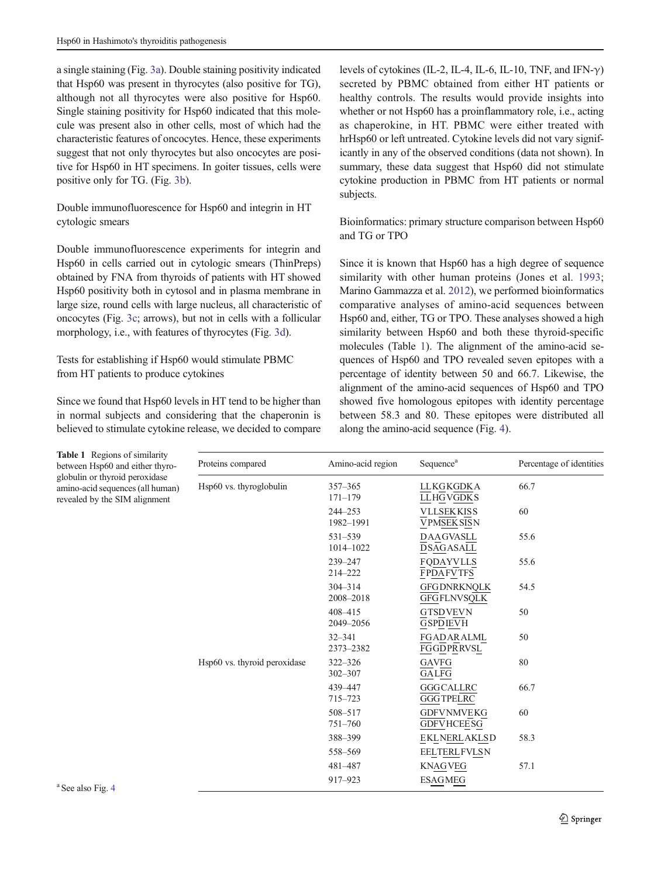a single staining (Fig. 3a). Double staining positivity indicated that Hsp60 was present in thyrocytes (also positive for TG), although not all thyrocytes were also positive for Hsp60. Single staining positivity for Hsp60 indicated that this molecule was present also in other cells, most of which had the characteristic features of oncocytes. Hence, these experiments suggest that not only thyrocytes but also oncocytes are positive for Hsp60 in HT specimens. In goiter tissues, cells were positive only for TG. (Fig. 3b).

### Double immunofluorescence for Hsp60 and integrin in HT cytologic smears

Double immunofluorescence experiments for integrin and Hsp60 in cells carried out in cytologic smears (ThinPreps) obtained by FNA from thyroids of patients with HT showed Hsp60 positivity both in cytosol and in plasma membrane in large size, round cells with large nucleus, all characteristic of oncocytes (Fig. 3c; arrows), but not in cells with a follicular morphology, i.e., with features of thyrocytes (Fig. 3d).

### Tests for establishing if Hsp60 would stimulate PBMC from HT patients to produce cytokines

Since we found that Hsp60 levels in HT tend to be higher than in normal subjects and considering that the chaperonin is believed to stimulate cytokine release, we decided to compare levels of cytokines (IL-2, IL-4, IL-6, IL-10, TNF, and IFN-γ) secreted by PBMC obtained from either HT patients or healthy controls. The results would provide insights into whether or not Hsp60 has a proinflammatory role, i.e., acting as chaperokine, in HT. PBMC were either treated with hrHsp60 or left untreated. Cytokine levels did not vary significantly in any of the observed conditions (data not shown). In summary, these data suggest that Hsp60 did not stimulate cytokine production in PBMC from HT patients or normal subjects.

### Bioinformatics: primary structure comparison between Hsp60 and TG or TPO

Since it is known that Hsp60 has a high degree of sequence similarity with other human proteins (Jones et al. 1993; Marino Gammazza et al. 2012), we performed bioinformatics comparative analyses of amino-acid sequences between Hsp60 and, either, TG or TPO. These analyses showed a high similarity between Hsp60 and both these thyroid-specific molecules (Table 1). The alignment of the amino-acid sequences of Hsp60 and TPO revealed seven epitopes with a percentage of identity between 50 and 66.7. Likewise, the alignment of the amino-acid sequences of Hsp60 and TPO showed five homologous epitopes with identity percentage between 58.3 and 80. These epitopes were distributed all along the amino-acid sequence (Fig. 4).

**Table 1** Regions of similarity between Hsp60 and either thyroglobulin or thyroid peroxidase amino-acid sequences (all human) revealed by the SIM alignment

| Proteins compared | Amino-acid region | Sequence[a] | Percentage of identities |
|---|---|---|---|
| Hsp60 vs. thyroglobulin | 357–365<br>171–179 | LLKGKGDKA<br>LLHGVGDKS | 66.7 |
| | 244–253<br>1982–1991 | VLLSEKKISS<br>VPMSEKSISN | 60 |
| | 531–539<br>1014–1022 | DAAGVASLL<br>DSAGASALL | 55.6 |
| | 239–247<br>214–222 | FQDAYVLLS<br>FPDAFVTFS | 55.6 |
| | 304–314<br>2008–2018 | GFGDNRKNQLK<br>GFGFLNVSQLK | 54.5 |
| | 408–415<br>2049–2056 | GTSDVEVN<br>GSPDIEVH | 50 |
| | 32–341<br>2373–2382 | FGADARALML<br>FGGDPRRVSL | 50 |
| Hsp60 vs. thyroid peroxidase | 322–326<br>302–307 | GAVFG<br>GALFG | 80 |
| | 439–447<br>715–723 | GGGCALLRC<br>GGGTPELRC | 66.7 |
| | 508–517<br>751–760 | GDFVNMVEKG<br>GDFVHCEESG | 60 |
| | 388–399<br>558–569 | EKLNERLAKLSD<br>EELTERLFVLSN | 58.3 |
| | 481–487<br>917–923 | KNAGVEG<br>ESAGMEG | 57.1 |

[a] See also Fig. 4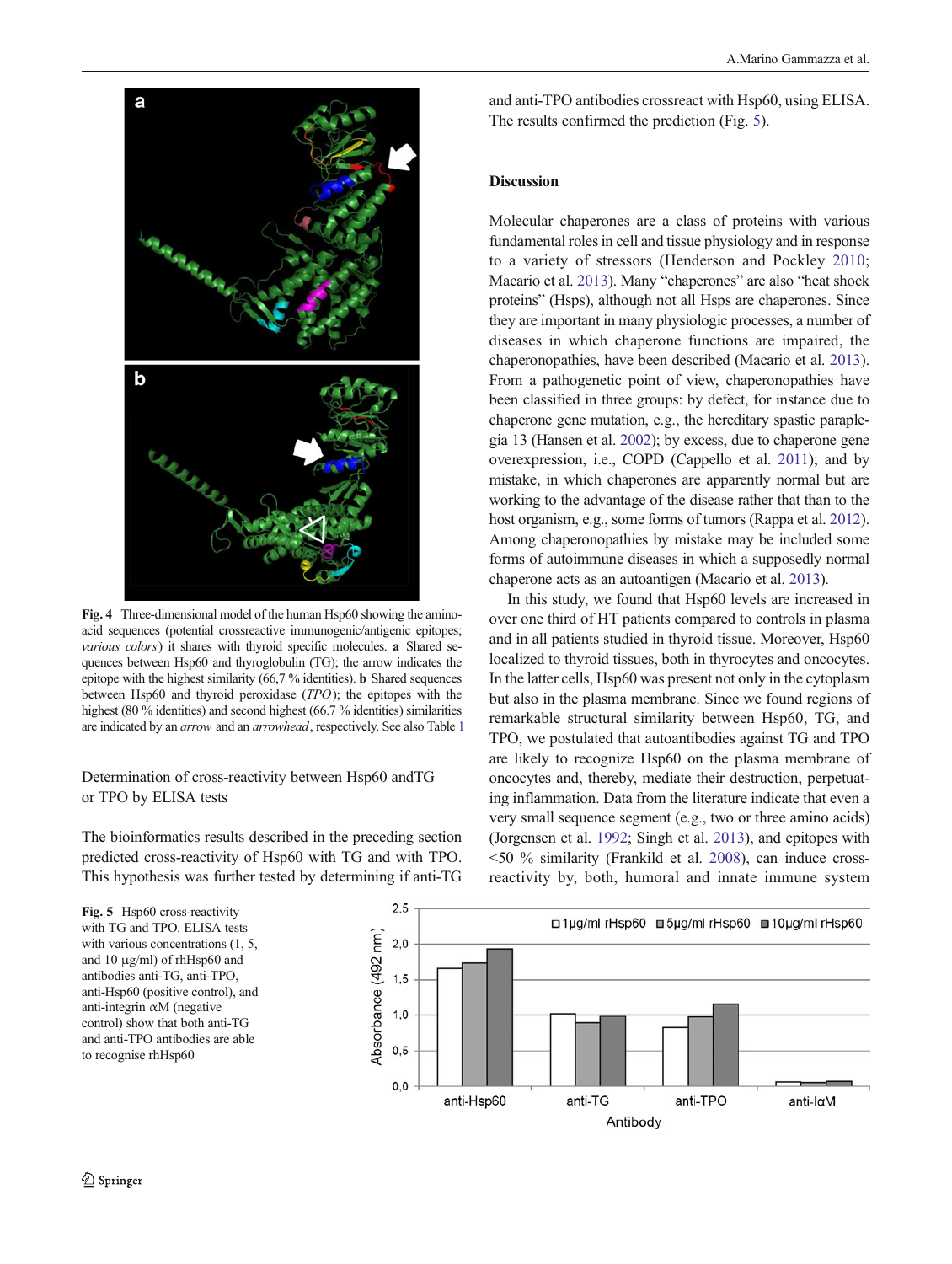**Fig. 4** Three-dimensional model of the human Hsp60 showing the amino-acid sequences (potential crossreactive immunogenic/antigenic epitopes; *various colors*) it shares with thyroid specific molecules. **a** Shared sequences between Hsp60 and thyroglobulin (TG); the arrow indicates the epitope with the highest similarity (66,7 % identities). **b** Shared sequences between Hsp60 and thyroid peroxidase (*TPO*); the epitopes with the highest (80 % identities) and second highest (66.7 % identities) similarities are indicated by an *arrow* and an *arrowhead*, respectively. See also Table 1

Determination of cross-reactivity between Hsp60 andTG or TPO by ELISA tests

The bioinformatics results described in the preceding section predicted cross-reactivity of Hsp60 with TG and with TPO. This hypothesis was further tested by determining if anti-TG and anti-TPO antibodies crossreact with Hsp60, using ELISA. The results confirmed the prediction (Fig. 5).

## Discussion

Molecular chaperones are a class of proteins with various fundamental roles in cell and tissue physiology and in response to a variety of stressors (Henderson and Pockley 2010; Macario et al. 2013). Many "chaperones" are also "heat shock proteins" (Hsps), although not all Hsps are chaperones. Since they are important in many physiologic processes, a number of diseases in which chaperone functions are impaired, the chaperonopathies, have been described (Macario et al. 2013). From a pathogenetic point of view, chaperonopathies have been classified in three groups: by defect, for instance due to chaperone gene mutation, e.g., the hereditary spastic paraplegia 13 (Hansen et al. 2002); by excess, due to chaperone gene overexpression, i.e., COPD (Cappello et al. 2011); and by mistake, in which chaperones are apparently normal but are working to the advantage of the disease rather that than to the host organism, e.g., some forms of tumors (Rappa et al. 2012). Among chaperonopathies by mistake may be included some forms of autoimmune diseases in which a supposedly normal chaperone acts as an autoantigen (Macario et al. 2013).

In this study, we found that Hsp60 levels are increased in over one third of HT patients compared to controls in plasma and in all patients studied in thyroid tissue. Moreover, Hsp60 localized to thyroid tissues, both in thyrocytes and oncocytes. In the latter cells, Hsp60 was present not only in the cytoplasm but also in the plasma membrane. Since we found regions of remarkable structural similarity between Hsp60, TG, and TPO, we postulated that autoantibodies against TG and TPO are likely to recognize Hsp60 on the plasma membrane of oncocytes and, thereby, mediate their destruction, perpetuating inflammation. Data from the literature indicate that even a very small sequence segment (e.g., two or three amino acids) (Jorgensen et al. 1992; Singh et al. 2013), and epitopes with <50 % similarity (Frankild et al. 2008), can induce cross-reactivity by, both, humoral and innate immune system

**Fig. 5** Hsp60 cross-reactivity with TG and TPO. ELISA tests with various concentrations (1, 5, and 10 μg/ml) of rhHsp60 and antibodies anti-TG, anti-TPO, anti-Hsp60 (positive control), and anti-integrin αM (negative control) show that both anti-TG and anti-TPO antibodies are able to recognise rhHsp60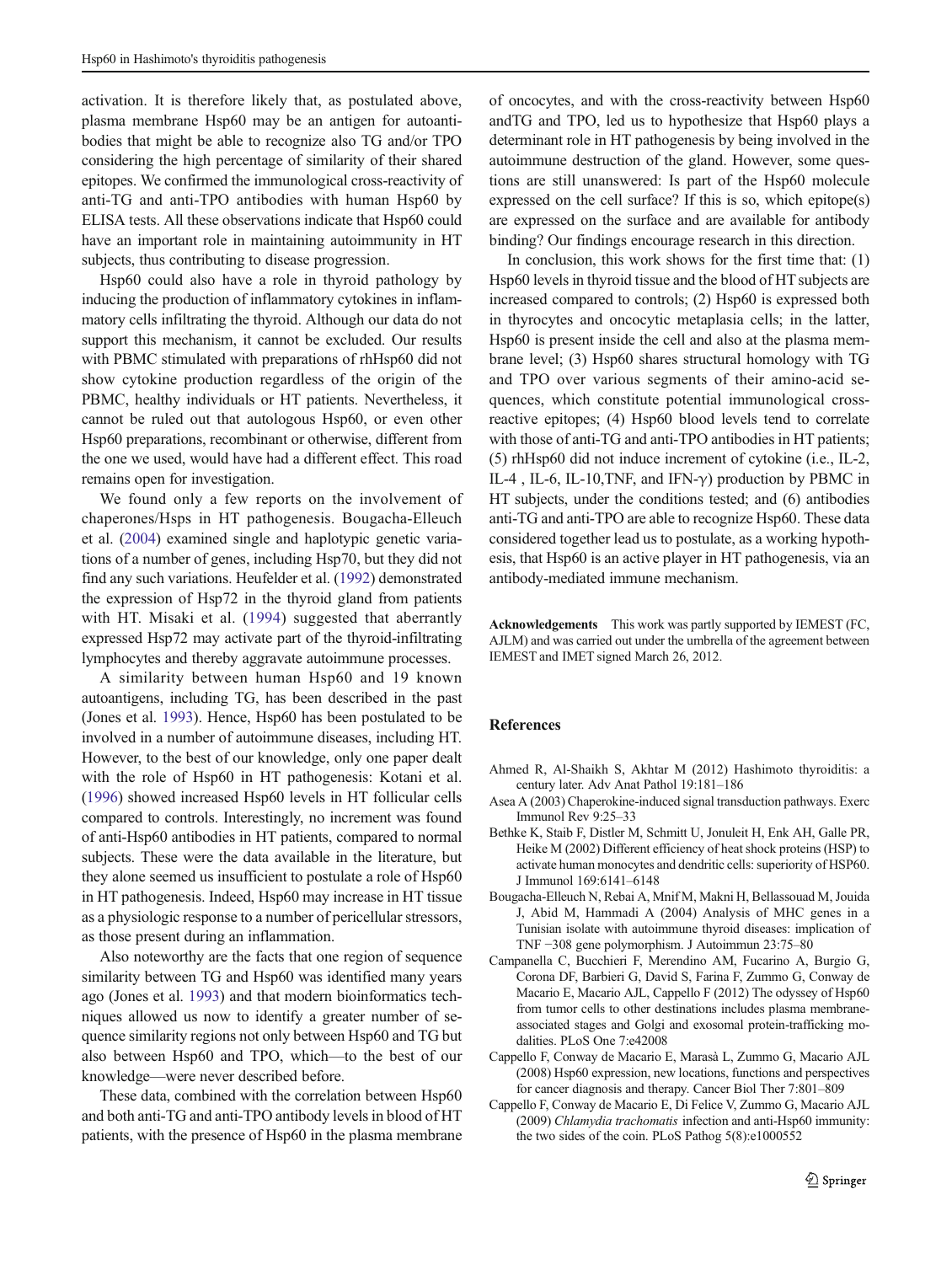activation. It is therefore likely that, as postulated above, plasma membrane Hsp60 may be an antigen for autoantibodies that might be able to recognize also TG and/or TPO considering the high percentage of similarity of their shared epitopes. We confirmed the immunological cross-reactivity of anti-TG and anti-TPO antibodies with human Hsp60 by ELISA tests. All these observations indicate that Hsp60 could have an important role in maintaining autoimmunity in HT subjects, thus contributing to disease progression.

Hsp60 could also have a role in thyroid pathology by inducing the production of inflammatory cytokines in inflammatory cells infiltrating the thyroid. Although our data do not support this mechanism, it cannot be excluded. Our results with PBMC stimulated with preparations of rhHsp60 did not show cytokine production regardless of the origin of the PBMC, healthy individuals or HT patients. Nevertheless, it cannot be ruled out that autologous Hsp60, or even other Hsp60 preparations, recombinant or otherwise, different from the one we used, would have had a different effect. This road remains open for investigation.

We found only a few reports on the involvement of chaperones/Hsps in HT pathogenesis. Bougacha-Elleuch et al. (2004) examined single and haplotypic genetic variations of a number of genes, including Hsp70, but they did not find any such variations. Heufelder et al. (1992) demonstrated the expression of Hsp72 in the thyroid gland from patients with HT. Misaki et al. (1994) suggested that aberrantly expressed Hsp72 may activate part of the thyroid-infiltrating lymphocytes and thereby aggravate autoimmune processes.

A similarity between human Hsp60 and 19 known autoantigens, including TG, has been described in the past (Jones et al. 1993). Hence, Hsp60 has been postulated to be involved in a number of autoimmune diseases, including HT. However, to the best of our knowledge, only one paper dealt with the role of Hsp60 in HT pathogenesis: Kotani et al. (1996) showed increased Hsp60 levels in HT follicular cells compared to controls. Interestingly, no increment was found of anti-Hsp60 antibodies in HT patients, compared to normal subjects. These were the data available in the literature, but they alone seemed us insufficient to postulate a role of Hsp60 in HT pathogenesis. Indeed, Hsp60 may increase in HT tissue as a physiologic response to a number of pericellular stressors, as those present during an inflammation.

Also noteworthy are the facts that one region of sequence similarity between TG and Hsp60 was identified many years ago (Jones et al. 1993) and that modern bioinformatics techniques allowed us now to identify a greater number of sequence similarity regions not only between Hsp60 and TG but also between Hsp60 and TPO, which—to the best of our knowledge—were never described before.

These data, combined with the correlation between Hsp60 and both anti-TG and anti-TPO antibody levels in blood of HT patients, with the presence of Hsp60 in the plasma membrane of oncocytes, and with the cross-reactivity between Hsp60 andTG and TPO, led us to hypothesize that Hsp60 plays a determinant role in HT pathogenesis by being involved in the autoimmune destruction of the gland. However, some questions are still unanswered: Is part of the Hsp60 molecule expressed on the cell surface? If this is so, which epitope(s) are expressed on the surface and are available for antibody binding? Our findings encourage research in this direction.

In conclusion, this work shows for the first time that: (1) Hsp60 levels in thyroid tissue and the blood of HT subjects are increased compared to controls; (2) Hsp60 is expressed both in thyrocytes and oncocytic metaplasia cells; in the latter, Hsp60 is present inside the cell and also at the plasma membrane level; (3) Hsp60 shares structural homology with TG and TPO over various segments of their amino-acid sequences, which constitute potential immunological cross-reactive epitopes; (4) Hsp60 blood levels tend to correlate with those of anti-TG and anti-TPO antibodies in HT patients; (5) rhHsp60 did not induce increment of cytokine (i.e., IL-2, IL-4 , IL-6, IL-10,TNF, and IFN-$\gamma$) production by PBMC in HT subjects, under the conditions tested; and (6) antibodies anti-TG and anti-TPO are able to recognize Hsp60. These data considered together lead us to postulate, as a working hypothesis, that Hsp60 is an active player in HT pathogenesis, via an antibody-mediated immune mechanism.

**Acknowledgements** This work was partly supported by IEMEST (FC, AJLM) and was carried out under the umbrella of the agreement between IEMEST and IMET signed March 26, 2012.

## References

Ahmed R, Al-Shaikh S, Akhtar M (2012) Hashimoto thyroiditis: a century later. Adv Anat Pathol 19:181–186

Asea A (2003) Chaperokine-induced signal transduction pathways. Exerc Immunol Rev 9:25–33

Bethke K, Staib F, Distler M, Schmitt U, Jonuleit H, Enk AH, Galle PR, Heike M (2002) Different efficiency of heat shock proteins (HSP) to activate human monocytes and dendritic cells: superiority of HSP60. J Immunol 169:6141–6148

Bougacha-Elleuch N, Rebai A, Mnif M, Makni H, Bellassouad M, Jouida J, Abid M, Hammadi A (2004) Analysis of MHC genes in a Tunisian isolate with autoimmune thyroid diseases: implication of TNF −308 gene polymorphism. J Autoimmun 23:75–80

Campanella C, Bucchieri F, Merendino AM, Fucarino A, Burgio G, Corona DF, Barbieri G, David S, Farina F, Zummo G, Conway de Macario E, Macario AJL, Cappello F (2012) The odyssey of Hsp60 from tumor cells to other destinations includes plasma membrane-associated stages and Golgi and exosomal protein-trafficking modalities. PLoS One 7:e42008

Cappello F, Conway de Macario E, Marasà L, Zummo G, Macario AJL (2008) Hsp60 expression, new locations, functions and perspectives for cancer diagnosis and therapy. Cancer Biol Ther 7:801–809

Cappello F, Conway de Macario E, Di Felice V, Zummo G, Macario AJL (2009) *Chlamydia trachomatis* infection and anti-Hsp60 immunity: the two sides of the coin. PLoS Pathog 5(8):e1000552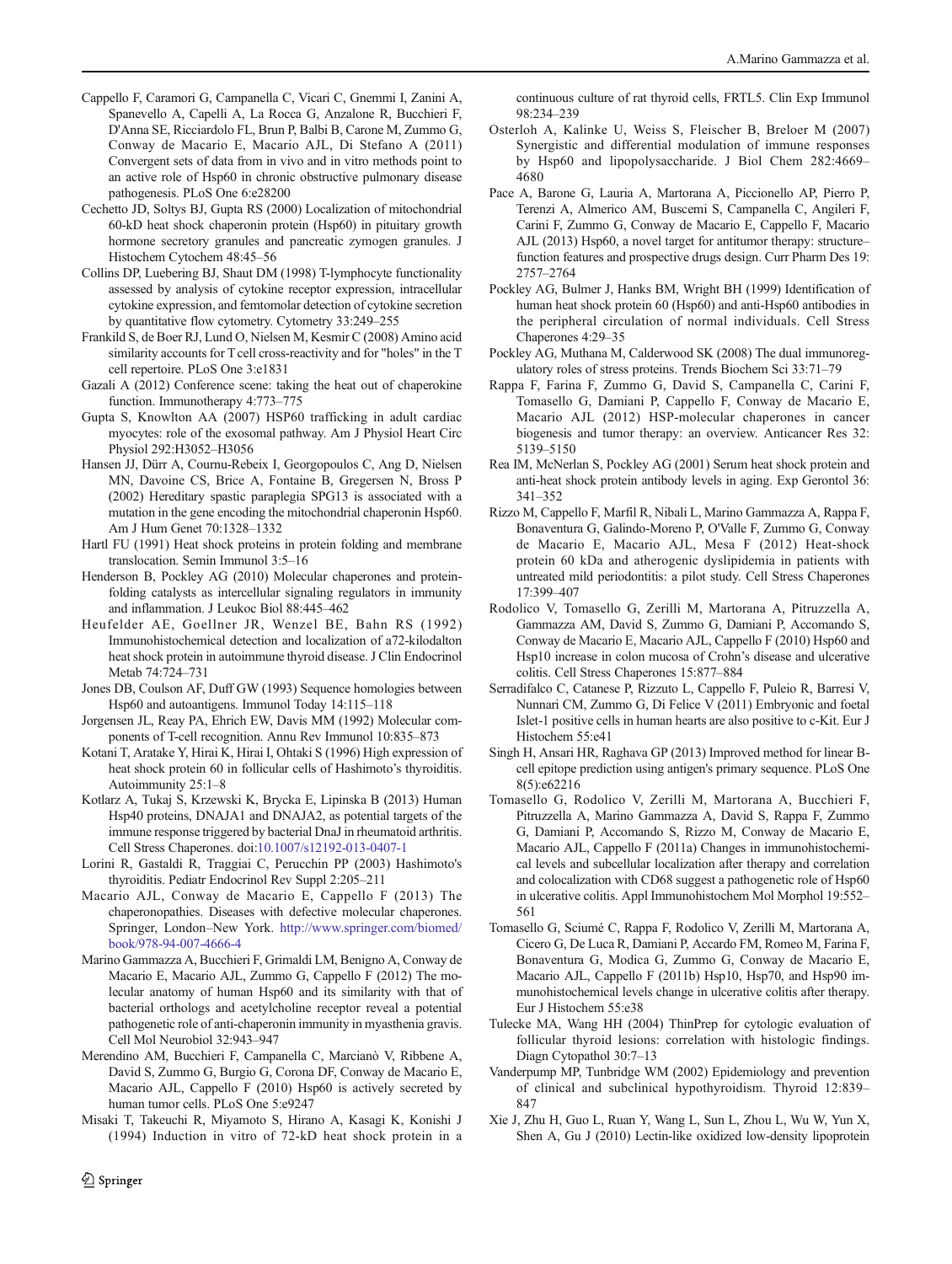Cappello F, Caramori G, Campanella C, Vicari C, Gnemmi I, Zanini A, Spanevello A, Capelli A, La Rocca G, Anzalone R, Bucchieri F, D'Anna SE, Ricciardolo FL, Brun P, Balbi B, Carone M, Zummo G, Conway de Macario E, Macario AJL, Di Stefano A (2011) Convergent sets of data from in vivo and in vitro methods point to an active role of Hsp60 in chronic obstructive pulmonary disease pathogenesis. PLoS One 6:e28200

Cechetto JD, Soltys BJ, Gupta RS (2000) Localization of mitochondrial 60-kD heat shock chaperonin protein (Hsp60) in pituitary growth hormone secretory granules and pancreatic zymogen granules. J Histochem Cytochem 48:45–56

Collins DP, Luebering BJ, Shaut DM (1998) T-lymphocyte functionality assessed by analysis of cytokine receptor expression, intracellular cytokine expression, and femtomolar detection of cytokine secretion by quantitative flow cytometry. Cytometry 33:249–255

Frankild S, de Boer RJ, Lund O, Nielsen M, Kesmir C (2008) Amino acid similarity accounts for T cell cross-reactivity and for "holes" in the T cell repertoire. PLoS One 3:e1831

Gazali A (2012) Conference scene: taking the heat out of chaperokine function. Immunotherapy 4:773–775

Gupta S, Knowlton AA (2007) HSP60 trafficking in adult cardiac myocytes: role of the exosomal pathway. Am J Physiol Heart Circ Physiol 292:H3052–H3056

Hansen JJ, Dürr A, Cournu-Rebeix I, Georgopoulos C, Ang D, Nielsen MN, Davoine CS, Brice A, Fontaine B, Gregersen N, Bross P (2002) Hereditary spastic paraplegia SPG13 is associated with a mutation in the gene encoding the mitochondrial chaperonin Hsp60. Am J Hum Genet 70:1328–1332

Hartl FU (1991) Heat shock proteins in protein folding and membrane translocation. Semin Immunol 3:5–16

Henderson B, Pockley AG (2010) Molecular chaperones and protein-folding catalysts as intercellular signaling regulators in immunity and inflammation. J Leukoc Biol 88:445–462

Heufelder AE, Goellner JR, Wenzel BE, Bahn RS (1992) Immunohistochemical detection and localization of a72-kilodalton heat shock protein in autoimmune thyroid disease. J Clin Endocrinol Metab 74:724–731

Jones DB, Coulson AF, Duff GW (1993) Sequence homologies between Hsp60 and autoantigens. Immunol Today 14:115–118

Jorgensen JL, Reay PA, Ehrich EW, Davis MM (1992) Molecular components of T-cell recognition. Annu Rev Immunol 10:835–873

Kotani T, Aratake Y, Hirai K, Hirai I, Ohtaki S (1996) High expression of heat shock protein 60 in follicular cells of Hashimoto's thyroiditis. Autoimmunity 25:1–8

Kotlarz A, Tukaj S, Krzewski K, Brycka E, Lipinska B (2013) Human Hsp40 proteins, DNAJA1 and DNAJA2, as potential targets of the immune response triggered by bacterial DnaJ in rheumatoid arthritis. Cell Stress Chaperones. doi:10.1007/s12192-013-0407-1

Lorini R, Gastaldi R, Traggiai C, Perucchin PP (2003) Hashimoto's thyroiditis. Pediatr Endocrinol Rev Suppl 2:205–211

Macario AJL, Conway de Macario E, Cappello F (2013) The chaperonopathies. Diseases with defective molecular chaperones. Springer, London–New York. http://www.springer.com/biomed/book/978-94-007-4666-4

Marino Gammazza A, Bucchieri F, Grimaldi LM, Benigno A, Conway de Macario E, Macario AJL, Zummo G, Cappello F (2012) The molecular anatomy of human Hsp60 and its similarity with that of bacterial orthologs and acetylcholine receptor reveal a potential pathogenetic role of anti-chaperonin immunity in myasthenia gravis. Cell Mol Neurobiol 32:943–947

Merendino AM, Bucchieri F, Campanella C, Marcianò V, Ribbene A, David S, Zummo G, Burgio G, Corona DF, Conway de Macario E, Macario AJL, Cappello F (2010) Hsp60 is actively secreted by human tumor cells. PLoS One 5:e9247

Misaki T, Takeuchi R, Miyamoto S, Hirano A, Kasagi K, Konishi J (1994) Induction in vitro of 72-kD heat shock protein in a continuous culture of rat thyroid cells, FRTL5. Clin Exp Immunol 98:234–239

Osterloh A, Kalinke U, Weiss S, Fleischer B, Breloer M (2007) Synergistic and differential modulation of immune responses by Hsp60 and lipopolysaccharide. J Biol Chem 282:4669–4680

Pace A, Barone G, Lauria A, Martorana A, Piccionello AP, Pierro P, Terenzi A, Almerico AM, Buscemi S, Campanella C, Angileri F, Carini F, Zummo G, Conway de Macario E, Cappello F, Macario AJL (2013) Hsp60, a novel target for antitumor therapy: structure–function features and prospective drugs design. Curr Pharm Des 19: 2757–2764

Pockley AG, Bulmer J, Hanks BM, Wright BH (1999) Identification of human heat shock protein 60 (Hsp60) and anti-Hsp60 antibodies in the peripheral circulation of normal individuals. Cell Stress Chaperones 4:29–35

Pockley AG, Muthana M, Calderwood SK (2008) The dual immunoregulatory roles of stress proteins. Trends Biochem Sci 33:71–79

Rappa F, Farina F, Zummo G, David S, Campanella C, Carini F, Tomasello G, Damiani P, Cappello F, Conway de Macario E, Macario AJL (2012) HSP-molecular chaperones in cancer biogenesis and tumor therapy: an overview. Anticancer Res 32: 5139–5150

Rea IM, McNerlan S, Pockley AG (2001) Serum heat shock protein and anti-heat shock protein antibody levels in aging. Exp Gerontol 36: 341–352

Rizzo M, Cappello F, Marfil R, Nibali L, Marino Gammazza A, Rappa F, Bonaventura G, Galindo-Moreno P, O'Valle F, Zummo G, Conway de Macario E, Macario AJL, Mesa F (2012) Heat-shock protein 60 kDa and atherogenic dyslipidemia in patients with untreated mild periodontitis: a pilot study. Cell Stress Chaperones 17:399–407

Rodolico V, Tomasello G, Zerilli M, Martorana A, Pitruzzella A, Gammazza AM, David S, Zummo G, Damiani P, Accomando S, Conway de Macario E, Macario AJL, Cappello F (2010) Hsp60 and Hsp10 increase in colon mucosa of Crohn's disease and ulcerative colitis. Cell Stress Chaperones 15:877–884

Serradifalco C, Catanese P, Rizzuto L, Cappello F, Puleio R, Barresi V, Nunnari CM, Zummo G, Di Felice V (2011) Embryonic and foetal Islet-1 positive cells in human hearts are also positive to c-Kit. Eur J Histochem 55:e41

Singh H, Ansari HR, Raghava GP (2013) Improved method for linear B-cell epitope prediction using antigen's primary sequence. PLoS One 8(5):e62216

Tomasello G, Rodolico V, Zerilli M, Martorana A, Bucchieri F, Pitruzzella A, Marino Gammazza A, David S, Rappa F, Zummo G, Damiani P, Accomando S, Rizzo M, Conway de Macario E, Macario AJL, Cappello F (2011a) Changes in immunohistochemical levels and subcellular localization after therapy and correlation and colocalization with CD68 suggest a pathogenetic role of Hsp60 in ulcerative colitis. Appl Immunohistochem Mol Morphol 19:552–561

Tomasello G, Sciumé C, Rappa F, Rodolico V, Zerilli M, Martorana A, Cicero G, De Luca R, Damiani P, Accardo FM, Romeo M, Farina F, Bonaventura G, Modica G, Zummo G, Conway de Macario E, Macario AJL, Cappello F (2011b) Hsp10, Hsp70, and Hsp90 immunohistochemical levels change in ulcerative colitis after therapy. Eur J Histochem 55:e38

Tulecke MA, Wang HH (2004) ThinPrep for cytologic evaluation of follicular thyroid lesions: correlation with histologic findings. Diagn Cytopathol 30:7–13

Vanderpump MP, Tunbridge WM (2002) Epidemiology and prevention of clinical and subclinical hypothyroidism. Thyroid 12:839–847

Xie J, Zhu H, Guo L, Ruan Y, Wang L, Sun L, Zhou L, Wu W, Yun X, Shen A, Gu J (2010) Lectin-like oxidized low-density lipoprotein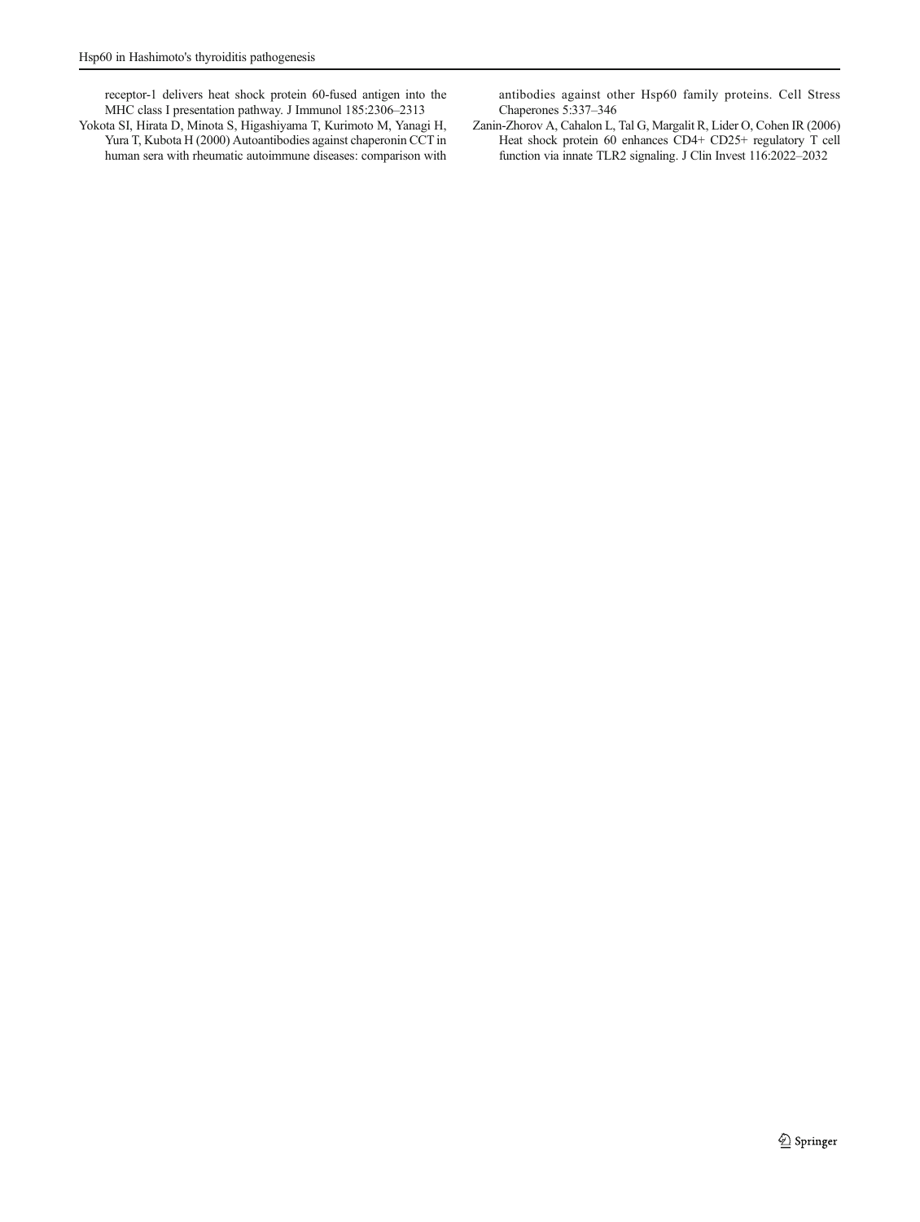receptor-1 delivers heat shock protein 60-fused antigen into the MHC class I presentation pathway. J Immunol 185:2306–2313

Yokota SI, Hirata D, Minota S, Higashiyama T, Kurimoto M, Yanagi H, Yura T, Kubota H (2000) Autoantibodies against chaperonin CCT in human sera with rheumatic autoimmune diseases: comparison with antibodies against other Hsp60 family proteins. Cell Stress Chaperones 5:337–346

Zanin-Zhorov A, Cahalon L, Tal G, Margalit R, Lider O, Cohen IR (2006) Heat shock protein 60 enhances CD4+ CD25+ regulatory T cell function via innate TLR2 signaling. J Clin Invest 116:2022–2032